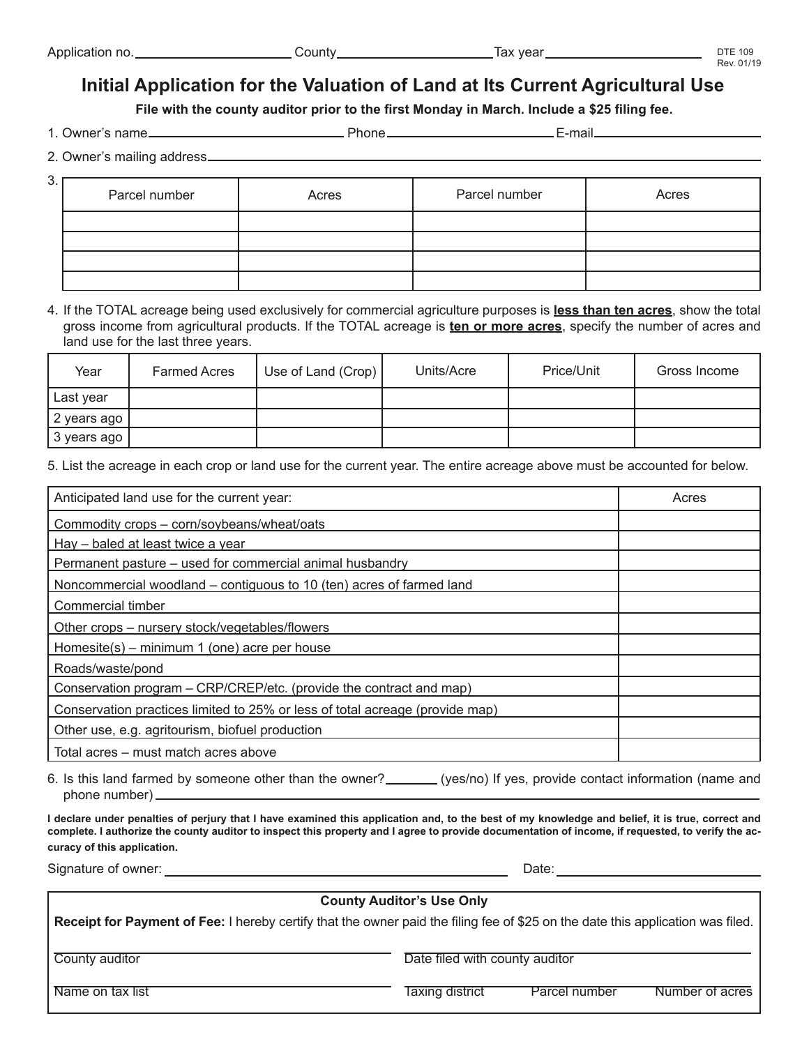Application no. ____________________ County ____________________ Tax year ____________________

DTE 109
Rev. 01/19

# Initial Application for the Valuation of Land at Its Current Agricultural Use

**File with the county auditor prior to the first Monday in March. Include a $25 filing fee.**

1. Owner's name ____________________ Phone ____________________ E-mail ____________________

2. Owner's mailing address ____________________

3.

| Parcel number | Acres | Parcel number | Acres |
|---|---|---|---|
| | | | |
| | | | |
| | | | |
| | | | |

4. If the TOTAL acreage being used exclusively for commercial agriculture purposes is **less than ten acres**, show the total gross income from agricultural products. If the TOTAL acreage is **ten or more acres**, specify the number of acres and land use for the last three years.

| Year | Farmed Acres | Use of Land (Crop) | Units/Acre | Price/Unit | Gross Income |
|---|---|---|---|---|---|
| Last year | | | | | |
| 2 years ago | | | | | |
| 3 years ago | | | | | |

5. List the acreage in each crop or land use for the current year. The entire acreage above must be accounted for below.

| Anticipated land use for the current year: | Acres |
|---|---|
| Commodity crops – corn/soybeans/wheat/oats | |
| Hay – baled at least twice a year | |
| Permanent pasture – used for commercial animal husbandry | |
| Noncommercial woodland – contiguous to 10 (ten) acres of farmed land | |
| Commercial timber | |
| Other crops – nursery stock/vegetables/flowers | |
| Homesite(s) – minimum 1 (one) acre per house | |
| Roads/waste/pond | |
| Conservation program – CRP/CREP/etc. (provide the contract and map) | |
| Conservation practices limited to 25% or less of total acreage (provide map) | |
| Other use, e.g. agritourism, biofuel production | |
| Total acres – must match acres above | |

6. Is this land farmed by someone other than the owner? ________ (yes/no) If yes, provide contact information (name and phone number) ____________________

**I declare under penalties of perjury that I have examined this application and, to the best of my knowledge and belief, it is true, correct and complete. I authorize the county auditor to inspect this property and I agree to provide documentation of income, if requested, to verify the accuracy of this application.**

Signature of owner: ____________________ Date: ____________________

**County Auditor's Use Only**

**Receipt for Payment of Fee:** I hereby certify that the owner paid the filing fee of $25 on the date this application was filed.

____________________ County auditor ____________________ Date filed with county auditor

____________________ Name on tax list ____________________ Taxing district ____________________ Parcel number ____________________ Number of acres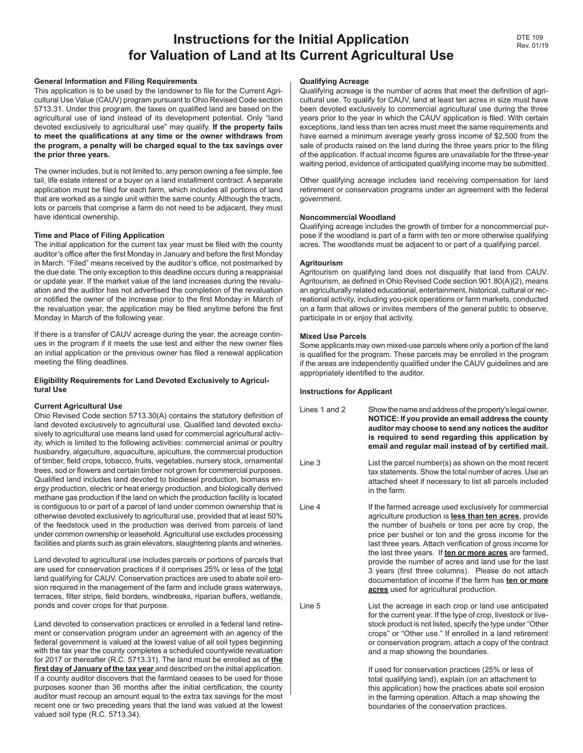# Instructions for the Initial Application for Valuation of Land at Its Current Agricultural Use

DTE 109
Rev. 01/19

### General Information and Filing Requirements

This application is to be used by the landowner to file for the Current Agricultural Use Value (CAUV) program pursuant to Ohio Revised Code section 5713.31. Under this program, the taxes on qualified land are based on the agricultural use of land instead of its development potential. Only "land devoted exclusively to agricultural use" may qualify. **If the property fails to meet the qualifications at any time or the owner withdraws from the program, a penalty will be charged equal to the tax savings over the prior three years.**

The owner includes, but is not limited to, any person owning a fee simple, fee tail, life estate interest or a buyer on a land installment contract. A separate application must be filed for each farm, which includes all portions of land that are worked as a single unit within the same county. Although the tracts, lots or parcels that comprise a farm do not need to be adjacent, they must have identical ownership.

### Time and Place of Filing Application

The initial application for the current tax year must be filed with the county auditor's office after the first Monday in January and before the first Monday in March. "Filed" means received by the auditor's office, not postmarked by the due date. The only exception to this deadline occurs during a reappraisal or update year. If the market value of the land increases during the revaluation and the auditor has not advertised the completion of the revaluation or notified the owner of the increase prior to the first Monday in March of the revaluation year, the application may be filed anytime before the first Monday in March of the following year.

If there is a transfer of CAUV acreage during the year, the acreage continues in the program if it meets the use test and either the new owner files an initial application or the previous owner has filed a renewal application meeting the filing deadlines.

### Eligibility Requirements for Land Devoted Exclusively to Agricultural Use

#### Current Agricultural Use

Ohio Revised Code section 5713.30(A) contains the statutory definition of land devoted exclusively to agricultural use. Qualified land devoted exclusively to agricultural use means land used for commercial agricultural activity, which is limited to the following activities: commercial animal or poultry husbandry, algaculture, aquaculture, apiculture, the commercial production of timber, field crops, tobacco, fruits, vegetables, nursery stock, ornamental trees, sod or flowers and certain timber not grown for commercial purposes. Qualified land includes land devoted to biodiesel production, biomass energy production, electric or heat energy production, and biologically derived methane gas production if the land on which the production facility is located is contiguous to or part of a parcel of land under common ownership that is otherwise devoted exclusively to agricultural use, provided that at least 50% of the feedstock used in the production was derived from parcels of land under common ownership or leasehold. Agricultural use excludes processing facilities and plants such as grain elevators, slaughtering plants and wineries.

Land devoted to agricultural use includes parcels or portions of parcels that are used for conservation practices if it comprises 25% or less of the total land qualifying for CAUV. Conservation practices are used to abate soil erosion required in the management of the farm and include grass waterways, terraces, filter strips, field borders, windbreaks, riparian buffers, wetlands, ponds and cover crops for that purpose.

Land devoted to conservation practices or enrolled in a federal land retirement or conservation program under an agreement with an agency of the federal government is valued at the lowest value of all soil types beginning with the tax year the county completes a scheduled countywide revaluation for 2017 or thereafter (R.C. 5713.31). The land must be enrolled as of **the first day of January of the tax year** and described on the initial application. If a county auditor discovers that the farmland ceases to be used for those purposes sooner than 36 months after the initial certification, the county auditor must recoup an amount equal to the extra tax savings for the most recent one or two preceding years that the land was valued at the lowest valued soil type (R.C. 5713.34).

#### Qualifying Acreage

Qualifying acreage is the number of acres that meet the definition of agricultural use. To qualify for CAUV, land at least ten acres in size must have been devoted exclusively to commercial agricultural use during the three years prior to the year in which the CAUV application is filed. With certain exceptions, land less than ten acres must meet the same requirements and have earned a minimum average yearly gross income of $2,500 from the sale of products raised on the land during the three years prior to the filing of the application. If actual income figures are unavailable for the three-year waiting period, evidence of anticipated qualifying income may be submitted.

Other qualifying acreage includes land receiving compensation for land retirement or conservation programs under an agreement with the federal government.

#### Noncommercial Woodland

Qualifying acreage includes the growth of timber for a noncommercial purpose if the woodland is part of a farm with ten or more otherwise qualifying acres. The woodlands must be adjacent to or part of a qualifying parcel.

#### Agritourism

Agritourism on qualifying land does not disqualify that land from CAUV. Agritourism, as defined in Ohio Revised Code section 901.80(A)(2), means an agriculturally related educational, entertainment, historical, cultural or recreational activity, including you-pick operations or farm markets, conducted on a farm that allows or invites members of the general public to observe, participate in or enjoy that activity.

#### Mixed Use Parcels

Some applicants may own mixed-use parcels where only a portion of the land is qualified for the program. These parcels may be enrolled in the program if the areas are independently qualified under the CAUV guidelines and are appropriately identified to the auditor.

#### Instructions for Applicant

**Lines 1 and 2** — Show the name and address of the property's legal owner. **NOTICE: If you provide an email address the county auditor may choose to send any notices the auditor is required to send regarding this application by email and regular mail instead of by certified mail.**

**Line 3** — List the parcel number(s) as shown on the most recent tax statements. Show the total number of acres. Use an attached sheet if necessary to list all parcels included in the farm.

**Line 4** — If the farmed acreage used exclusively for commercial agriculture production is **less than ten acres**, provide the number of bushels or tons per acre by crop, the price per bushel or ton and the gross income for the last three years. Attach verification of gross income for the last three years. If **ten or more acres** are farmed, provide the number of acres and land use for the last 3 years (first three columns). Please do not attach documentation of income if the farm has **ten or more acres** used for agricultural production.

**Line 5** — List the acreage in each crop or land use anticipated for the current year. If the type of crop, livestock or livestock product is not listed, specify the type under "Other crops" or "Other use." If enrolled in a land retirement or conservation program, attach a copy of the contract and a map showing the boundaries.

If used for conservation practices (25% or less of total qualifying land), explain (on an attachment to this application) how the practices abate soil erosion in the farming operation. Attach a map showing the boundaries of the conservation practices.